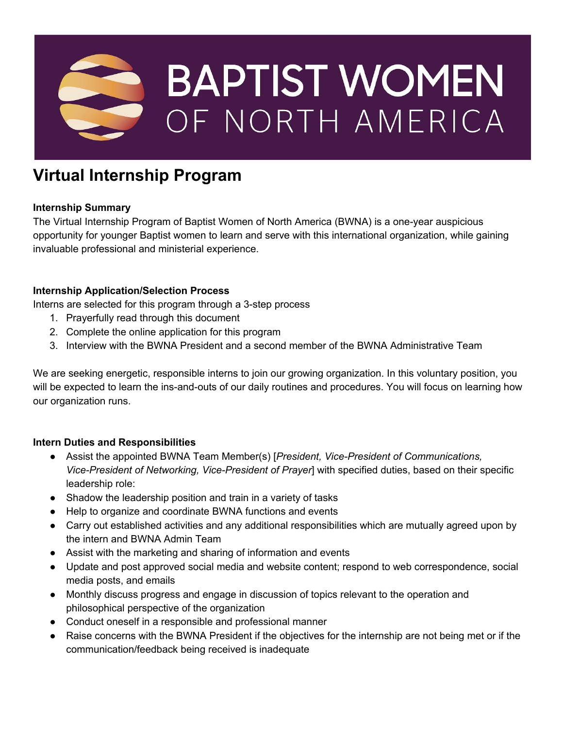# BAPTIST WOMEN OF NORTH AMERICA

## Virtual Internship Program

**Internship Summary**

The Virtual Internship Program of Baptist Women of North America (BWNA) is a one-year auspicious opportunity for younger Baptist women to learn and serve with this international organization, while gaining invaluable professional and ministerial experience.

**Internship Application/Selection Process**

Interns are selected for this program through a 3-step process

1. Prayerfully read through this document
2. Complete the online application for this program
3. Interview with the BWNA President and a second member of the BWNA Administrative Team

We are seeking energetic, responsible interns to join our growing organization. In this voluntary position, you will be expected to learn the ins-and-outs of our daily routines and procedures. You will focus on learning how our organization runs.

**Intern Duties and Responsibilities**

- Assist the appointed BWNA Team Member(s) [*President, Vice-President of Communications, Vice-President of Networking, Vice-President of Prayer*] with specified duties, based on their specific leadership role:
- Shadow the leadership position and train in a variety of tasks
- Help to organize and coordinate BWNA functions and events
- Carry out established activities and any additional responsibilities which are mutually agreed upon by the intern and BWNA Admin Team
- Assist with the marketing and sharing of information and events
- Update and post approved social media and website content; respond to web correspondence, social media posts, and emails
- Monthly discuss progress and engage in discussion of topics relevant to the operation and philosophical perspective of the organization
- Conduct oneself in a responsible and professional manner
- Raise concerns with the BWNA President if the objectives for the internship are not being met or if the communication/feedback being received is inadequate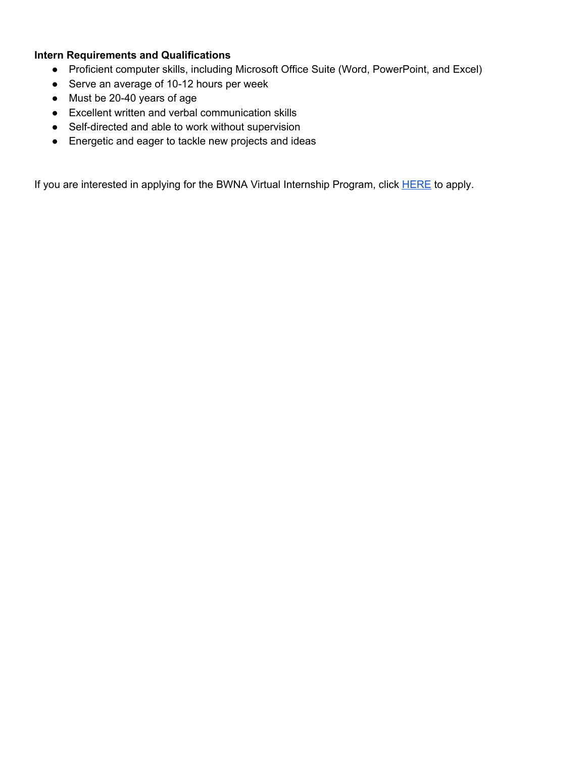**Intern Requirements and Qualifications**

- Proficient computer skills, including Microsoft Office Suite (Word, PowerPoint, and Excel)
- Serve an average of 10-12 hours per week
- Must be 20-40 years of age
- Excellent written and verbal communication skills
- Self-directed and able to work without supervision
- Energetic and eager to tackle new projects and ideas

If you are interested in applying for the BWNA Virtual Internship Program, click HERE to apply.